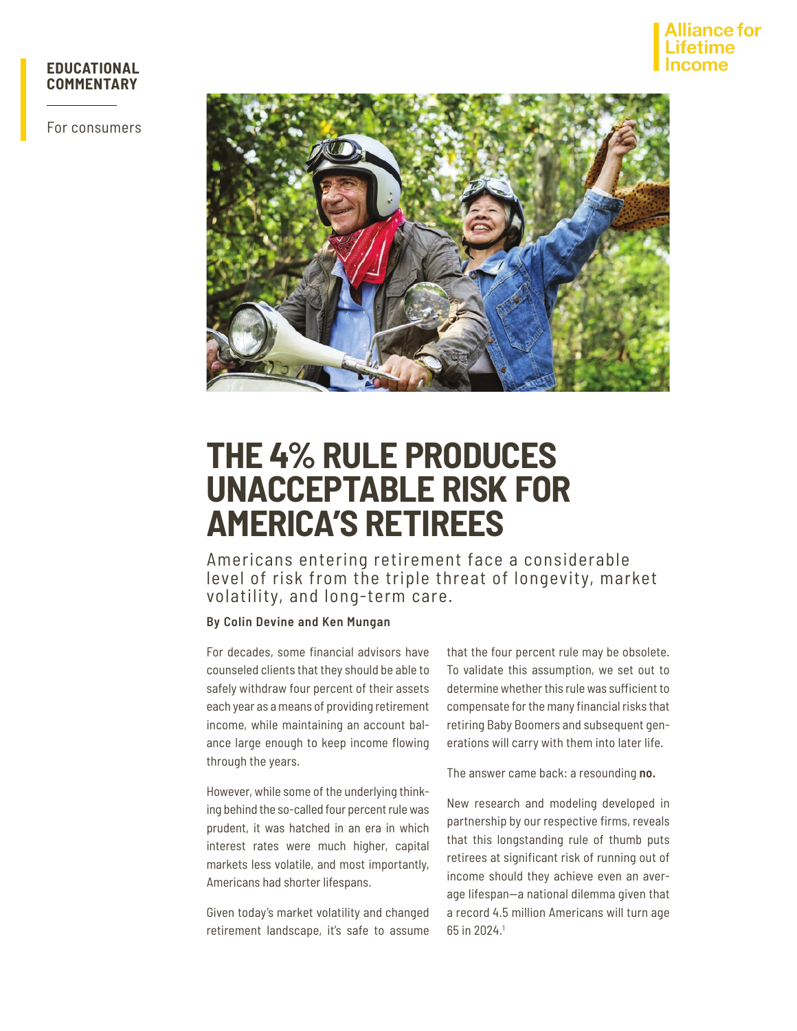**EDUCATIONAL COMMENTARY**

For consumers

Alliance for Lifetime Income

# THE 4% RULE PRODUCES UNACCEPTABLE RISK FOR AMERICA'S RETIREES

Americans entering retirement face a considerable level of risk from the triple threat of longevity, market volatility, and long-term care.

**By Colin Devine and Ken Mungan**

For decades, some financial advisors have counseled clients that they should be able to safely withdraw four percent of their assets each year as a means of providing retirement income, while maintaining an account balance large enough to keep income flowing through the years.

However, while some of the underlying thinking behind the so-called four percent rule was prudent, it was hatched in an era in which interest rates were much higher, capital markets less volatile, and most importantly, Americans had shorter lifespans.

Given today's market volatility and changed retirement landscape, it's safe to assume that the four percent rule may be obsolete. To validate this assumption, we set out to determine whether this rule was sufficient to compensate for the many financial risks that retiring Baby Boomers and subsequent generations will carry with them into later life.

The answer came back: a resounding **no.**

New research and modeling developed in partnership by our respective firms, reveals that this longstanding rule of thumb puts retirees at significant risk of running out of income should they achieve even an average lifespan—a national dilemma given that a record 4.5 million Americans will turn age 65 in 2024.[1]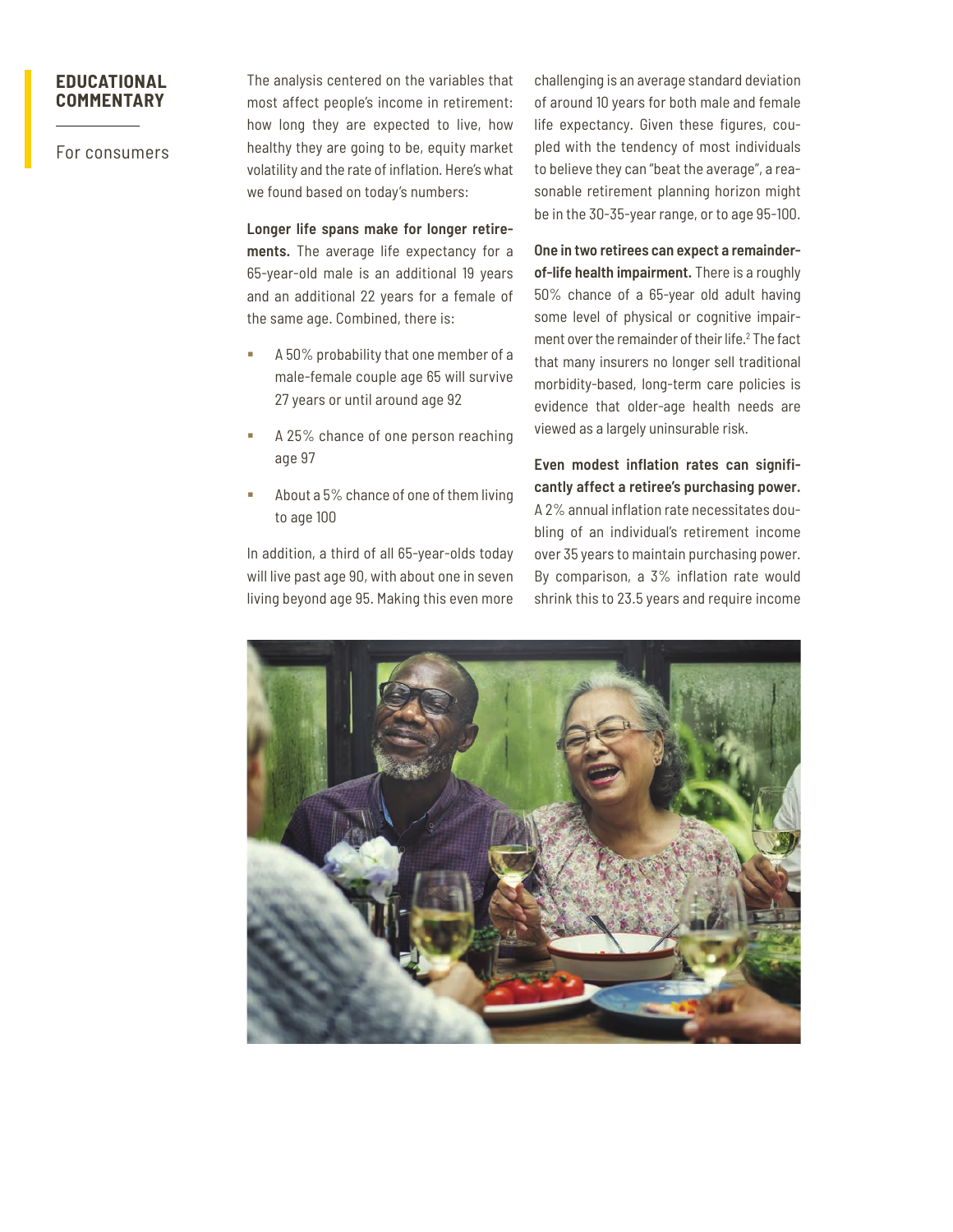**EDUCATIONAL COMMENTARY**

For consumers

The analysis centered on the variables that most affect people's income in retirement: how long they are expected to live, how healthy they are going to be, equity market volatility and the rate of inflation. Here's what we found based on today's numbers:

**Longer life spans make for longer retirements.** The average life expectancy for a 65-year-old male is an additional 19 years and an additional 22 years for a female of the same age. Combined, there is:

- A 50% probability that one member of a male-female couple age 65 will survive 27 years or until around age 92
- A 25% chance of one person reaching age 97
- About a 5% chance of one of them living to age 100

In addition, a third of all 65-year-olds today will live past age 90, with about one in seven living beyond age 95. Making this even more challenging is an average standard deviation of around 10 years for both male and female life expectancy. Given these figures, coupled with the tendency of most individuals to believe they can "beat the average", a reasonable retirement planning horizon might be in the 30-35-year range, or to age 95-100.

**One in two retirees can expect a remainder-of-life health impairment.** There is a roughly 50% chance of a 65-year old adult having some level of physical or cognitive impairment over the remainder of their life.[2] The fact that many insurers no longer sell traditional morbidity-based, long-term care policies is evidence that older-age health needs are viewed as a largely uninsurable risk.

**Even modest inflation rates can significantly affect a retiree's purchasing power.** A 2% annual inflation rate necessitates doubling of an individual's retirement income over 35 years to maintain purchasing power. By comparison, a 3% inflation rate would shrink this to 23.5 years and require income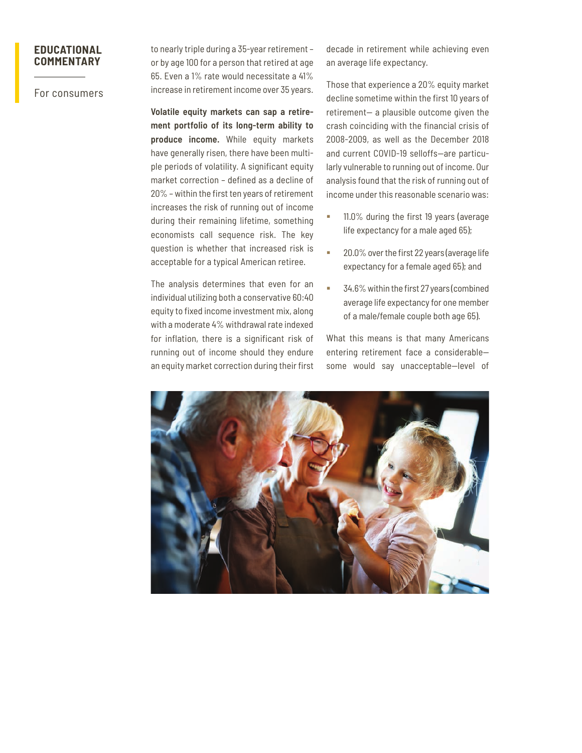**EDUCATIONAL COMMENTARY**

For consumers

to nearly triple during a 35-year retirement – or by age 100 for a person that retired at age 65. Even a 1% rate would necessitate a 41% increase in retirement income over 35 years.

**Volatile equity markets can sap a retirement portfolio of its long-term ability to produce income.** While equity markets have generally risen, there have been multiple periods of volatility. A significant equity market correction – defined as a decline of 20% – within the first ten years of retirement increases the risk of running out of income during their remaining lifetime, something economists call sequence risk. The key question is whether that increased risk is acceptable for a typical American retiree.

The analysis determines that even for an individual utilizing both a conservative 60:40 equity to fixed income investment mix, along with a moderate 4% withdrawal rate indexed for inflation, there is a significant risk of running out of income should they endure an equity market correction during their first decade in retirement while achieving even an average life expectancy.

Those that experience a 20% equity market decline sometime within the first 10 years of retirement— a plausible outcome given the crash coinciding with the financial crisis of 2008-2009, as well as the December 2018 and current COVID-19 selloffs—are particularly vulnerable to running out of income. Our analysis found that the risk of running out of income under this reasonable scenario was:

- 11.0% during the first 19 years (average life expectancy for a male aged 65);
- 20.0% over the first 22 years (average life expectancy for a female aged 65); and
- 34.6% within the first 27 years (combined average life expectancy for one member of a male/female couple both age 65).

What this means is that many Americans entering retirement face a considerable—some would say unacceptable—level of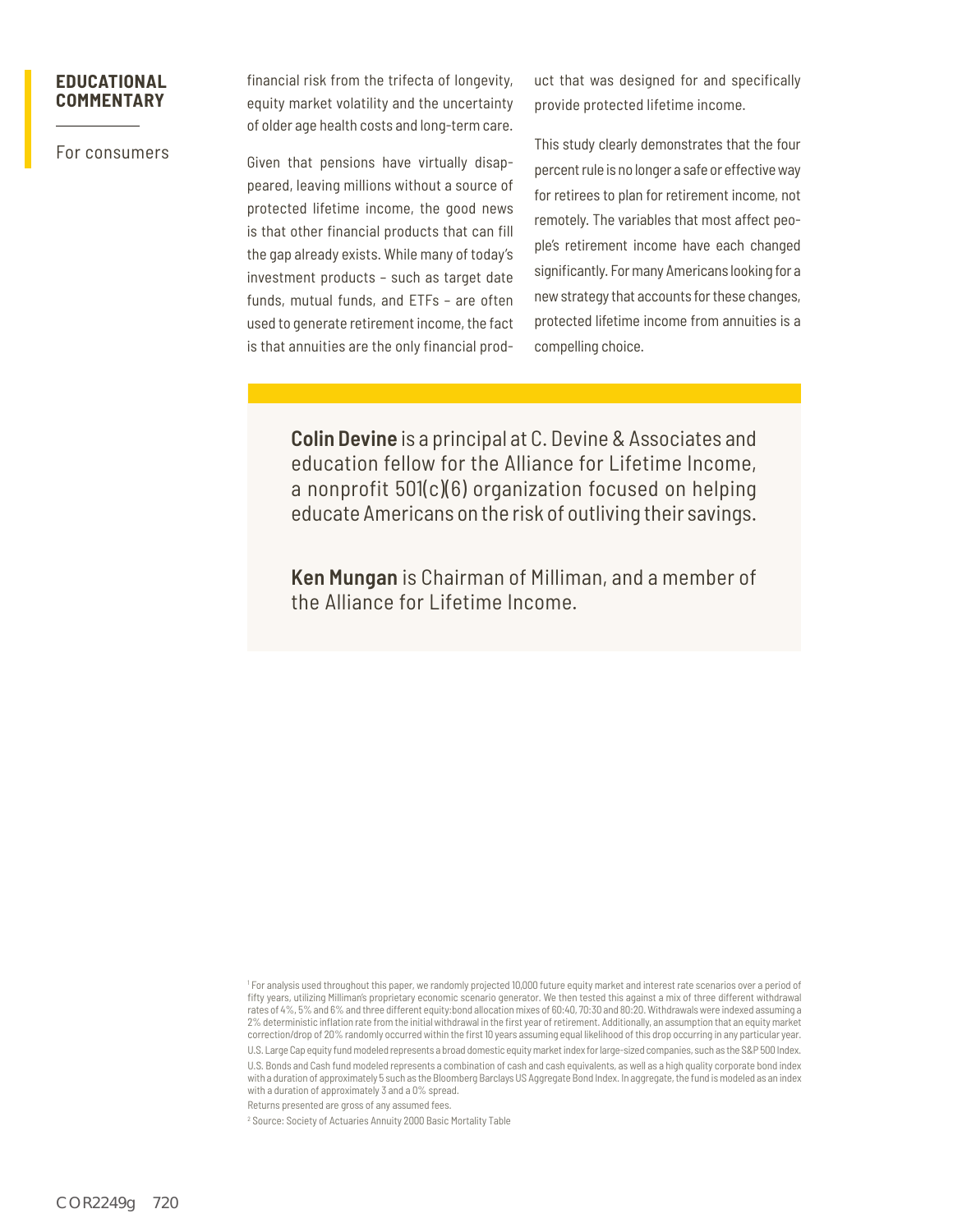**EDUCATIONAL COMMENTARY**

For consumers

financial risk from the trifecta of longevity, equity market volatility and the uncertainty of older age health costs and long-term care.

Given that pensions have virtually disappeared, leaving millions without a source of protected lifetime income, the good news is that other financial products that can fill the gap already exists. While many of today's investment products – such as target date funds, mutual funds, and ETFs – are often used to generate retirement income, the fact is that annuities are the only financial product that was designed for and specifically provide protected lifetime income.

This study clearly demonstrates that the four percent rule is no longer a safe or effective way for retirees to plan for retirement income, not remotely. The variables that most affect people's retirement income have each changed significantly. For many Americans looking for a new strategy that accounts for these changes, protected lifetime income from annuities is a compelling choice.

**Colin Devine** is a principal at C. Devine & Associates and education fellow for the Alliance for Lifetime Income, a nonprofit 501(c)(6) organization focused on helping educate Americans on the risk of outliving their savings.

**Ken Mungan** is Chairman of Milliman, and a member of the Alliance for Lifetime Income.

[1] For analysis used throughout this paper, we randomly projected 10,000 future equity market and interest rate scenarios over a period of fifty years, utilizing Milliman's proprietary economic scenario generator. We then tested this against a mix of three different withdrawal rates of 4%, 5% and 6% and three different equity:bond allocation mixes of 60:40, 70:30 and 80:20. Withdrawals were indexed assuming a 2% deterministic inflation rate from the initial withdrawal in the first year of retirement. Additionally, an assumption that an equity market correction/drop of 20% randomly occurred within the first 10 years assuming equal likelihood of this drop occurring in any particular year.

U.S. Large Cap equity fund modeled represents a broad domestic equity market index for large-sized companies, such as the S&P 500 Index.

U.S. Bonds and Cash fund modeled represents a combination of cash and cash equivalents, as well as a high quality corporate bond index with a duration of approximately 5 such as the Bloomberg Barclays US Aggregate Bond Index. In aggregate, the fund is modeled as an index with a duration of approximately 3 and a 0% spread.

Returns presented are gross of any assumed fees.

[2] Source: Society of Actuaries Annuity 2000 Basic Mortality Table

COR2249g 720